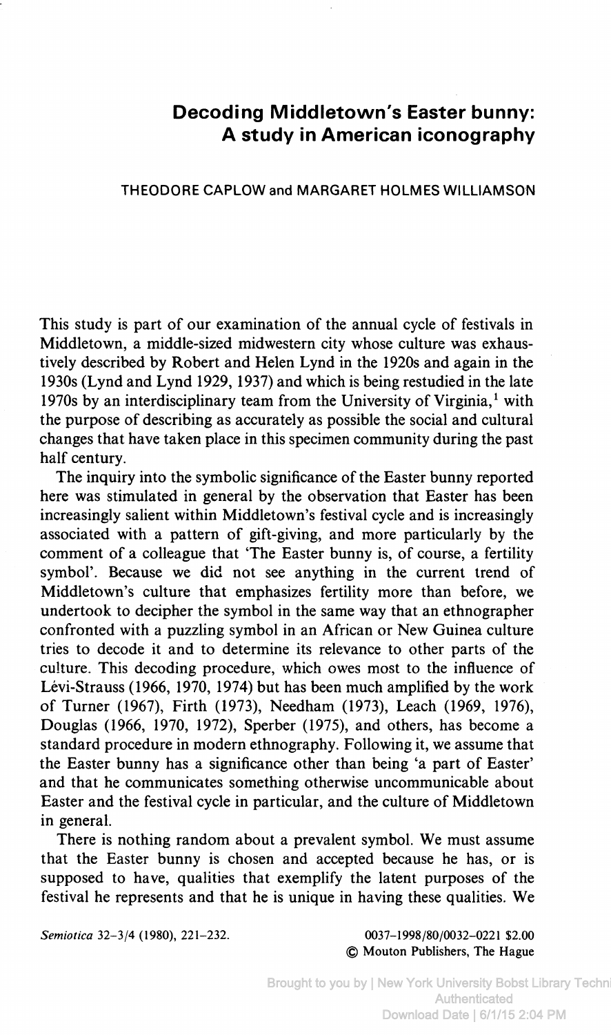# Decoding Middletown's Easter bunny: A study in American iconography

THEODORE CAPLOW and MARGARET HOLMES WILLIAMSON

This study is part of our examination of the annual cycle of festivals in Middletown, a middle-sized midwestern city whose culture was exhaustively described by Robert and Helen Lynd in the 1920s and again in the 1930s (Lynd and Lynd 1929, 1937) and which is being restudied in the late 1970s by an interdisciplinary team from the University of Virginia,[1] with the purpose of describing as accurately as possible the social and cultural changes that have taken place in this specimen community during the past half century.

The inquiry into the symbolic significance of the Easter bunny reported here was stimulated in general by the observation that Easter has been increasingly salient within Middletown's festival cycle and is increasingly associated with a pattern of gift-giving, and more particularly by the comment of a colleague that 'The Easter bunny is, of course, a fertility symbol'. Because we did not see anything in the current trend of Middletown's culture that emphasizes fertility more than before, we undertook to decipher the symbol in the same way that an ethnographer confronted with a puzzling symbol in an African or New Guinea culture tries to decode it and to determine its relevance to other parts of the culture. This decoding procedure, which owes most to the influence of Lévi-Strauss (1966, 1970, 1974) but has been much amplified by the work of Turner (1967), Firth (1973), Needham (1973), Leach (1969, 1976), Douglas (1966, 1970, 1972), Sperber (1975), and others, has become a standard procedure in modern ethnography. Following it, we assume that the Easter bunny has a significance other than being 'a part of Easter' and that he communicates something otherwise uncommunicable about Easter and the festival cycle in particular, and the culture of Middletown in general.

There is nothing random about a prevalent symbol. We must assume that the Easter bunny is chosen and accepted because he has, or is supposed to have, qualities that exemplify the latent purposes of the festival he represents and that he is unique in having these qualities. We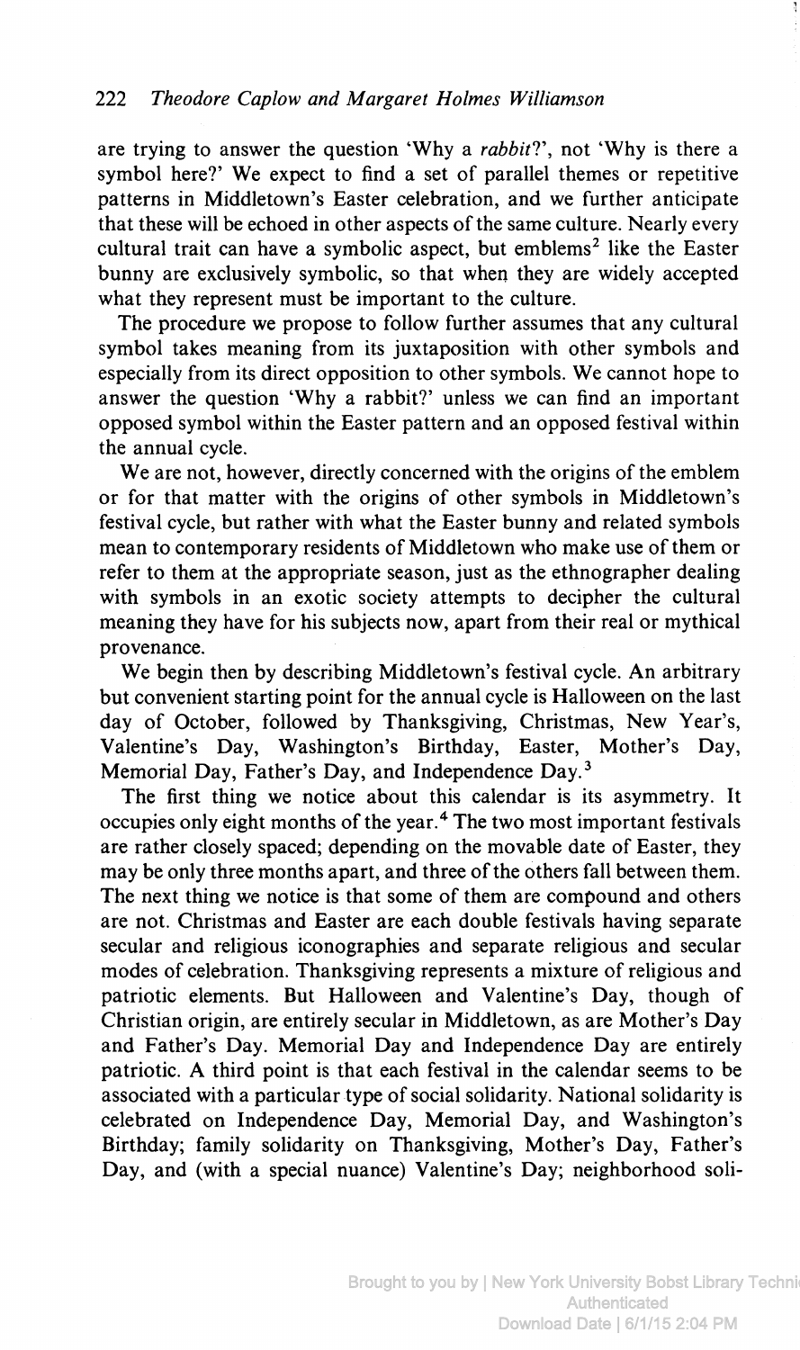are trying to answer the question 'Why a *rabbit*?', not 'Why is there a symbol here?' We expect to find a set of parallel themes or repetitive patterns in Middletown's Easter celebration, and we further anticipate that these will be echoed in other aspects of the same culture. Nearly every cultural trait can have a symbolic aspect, but emblems[2] like the Easter bunny are exclusively symbolic, so that when they are widely accepted what they represent must be important to the culture.

The procedure we propose to follow further assumes that any cultural symbol takes meaning from its juxtaposition with other symbols and especially from its direct opposition to other symbols. We cannot hope to answer the question 'Why a rabbit?' unless we can find an important opposed symbol within the Easter pattern and an opposed festival within the annual cycle.

We are not, however, directly concerned with the origins of the emblem or for that matter with the origins of other symbols in Middletown's festival cycle, but rather with what the Easter bunny and related symbols mean to contemporary residents of Middletown who make use of them or refer to them at the appropriate season, just as the ethnographer dealing with symbols in an exotic society attempts to decipher the cultural meaning they have for his subjects now, apart from their real or mythical provenance.

We begin then by describing Middletown's festival cycle. An arbitrary but convenient starting point for the annual cycle is Halloween on the last day of October, followed by Thanksgiving, Christmas, New Year's, Valentine's Day, Washington's Birthday, Easter, Mother's Day, Memorial Day, Father's Day, and Independence Day.[3]

The first thing we notice about this calendar is its asymmetry. It occupies only eight months of the year.[4] The two most important festivals are rather closely spaced; depending on the movable date of Easter, they may be only three months apart, and three of the others fall between them. The next thing we notice is that some of them are compound and others are not. Christmas and Easter are each double festivals having separate secular and religious iconographies and separate religious and secular modes of celebration. Thanksgiving represents a mixture of religious and patriotic elements. But Halloween and Valentine's Day, though of Christian origin, are entirely secular in Middletown, as are Mother's Day and Father's Day. Memorial Day and Independence Day are entirely patriotic. A third point is that each festival in the calendar seems to be associated with a particular type of social solidarity. National solidarity is celebrated on Independence Day, Memorial Day, and Washington's Birthday; family solidarity on Thanksgiving, Mother's Day, Father's Day, and (with a special nuance) Valentine's Day; neighborhood soli-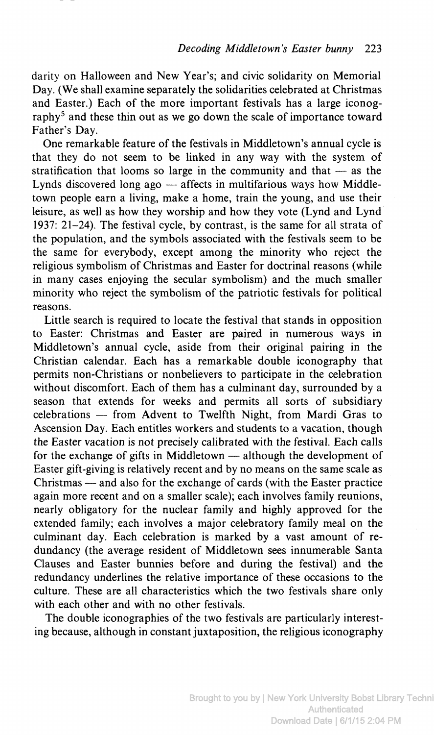darity on Halloween and New Year's; and civic solidarity on Memorial Day. (We shall examine separately the solidarities celebrated at Christmas and Easter.) Each of the more important festivals has a large iconography[5] and these thin out as we go down the scale of importance toward Father's Day.

One remarkable feature of the festivals in Middletown's annual cycle is that they do not seem to be linked in any way with the system of stratification that looms so large in the community and that — as the Lynds discovered long ago — affects in multifarious ways how Middletown people earn a living, make a home, train the young, and use their leisure, as well as how they worship and how they vote (Lynd and Lynd 1937: 21–24). The festival cycle, by contrast, is the same for all strata of the population, and the symbols associated with the festivals seem to be the same for everybody, except among the minority who reject the religious symbolism of Christmas and Easter for doctrinal reasons (while in many cases enjoying the secular symbolism) and the much smaller minority who reject the symbolism of the patriotic festivals for political reasons.

Little search is required to locate the festival that stands in opposition to Easter: Christmas and Easter are paired in numerous ways in Middletown's annual cycle, aside from their original pairing in the Christian calendar. Each has a remarkable double iconography that permits non-Christians or nonbelievers to participate in the celebration without discomfort. Each of them has a culminant day, surrounded by a season that extends for weeks and permits all sorts of subsidiary celebrations — from Advent to Twelfth Night, from Mardi Gras to Ascension Day. Each entitles workers and students to a vacation, though the Easter vacation is not precisely calibrated with the festival. Each calls for the exchange of gifts in Middletown — although the development of Easter gift-giving is relatively recent and by no means on the same scale as Christmas — and also for the exchange of cards (with the Easter practice again more recent and on a smaller scale); each involves family reunions, nearly obligatory for the nuclear family and highly approved for the extended family; each involves a major celebratory family meal on the culminant day. Each celebration is marked by a vast amount of redundancy (the average resident of Middletown sees innumerable Santa Clauses and Easter bunnies before and during the festival) and the redundancy underlines the relative importance of these occasions to the culture. These are all characteristics which the two festivals share only with each other and with no other festivals.

The double iconographies of the two festivals are particularly interesting because, although in constant juxtaposition, the religious iconography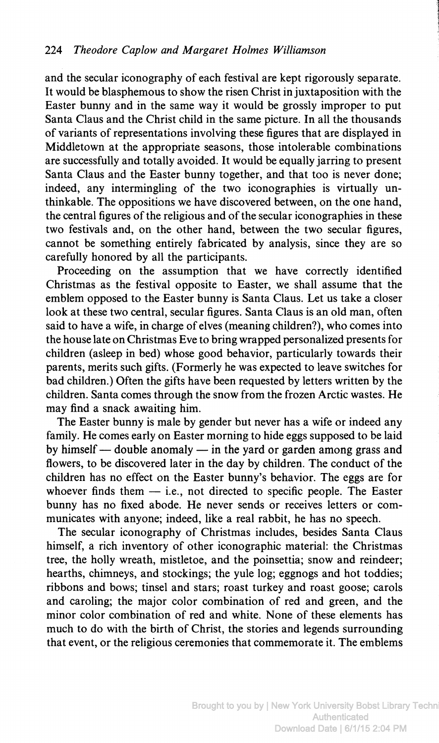and the secular iconography of each festival are kept rigorously separate. It would be blasphemous to show the risen Christ in juxtaposition with the Easter bunny and in the same way it would be grossly improper to put Santa Claus and the Christ child in the same picture. In all the thousands of variants of representations involving these figures that are displayed in Middletown at the appropriate seasons, those intolerable combinations are successfully and totally avoided. It would be equally jarring to present Santa Claus and the Easter bunny together, and that too is never done; indeed, any intermingling of the two iconographies is virtually unthinkable. The oppositions we have discovered between, on the one hand, the central figures of the religious and of the secular iconographies in these two festivals and, on the other hand, between the two secular figures, cannot be something entirely fabricated by analysis, since they are so carefully honored by all the participants.

Proceeding on the assumption that we have correctly identified Christmas as the festival opposite to Easter, we shall assume that the emblem opposed to the Easter bunny is Santa Claus. Let us take a closer look at these two central, secular figures. Santa Claus is an old man, often said to have a wife, in charge of elves (meaning children?), who comes into the house late on Christmas Eve to bring wrapped personalized presents for children (asleep in bed) whose good behavior, particularly towards their parents, merits such gifts. (Formerly he was expected to leave switches for bad children.) Often the gifts have been requested by letters written by the children. Santa comes through the snow from the frozen Arctic wastes. He may find a snack awaiting him.

The Easter bunny is male by gender but never has a wife or indeed any family. He comes early on Easter morning to hide eggs supposed to be laid by himself — double anomaly — in the yard or garden among grass and flowers, to be discovered later in the day by children. The conduct of the children has no effect on the Easter bunny's behavior. The eggs are for whoever finds them — i.e., not directed to specific people. The Easter bunny has no fixed abode. He never sends or receives letters or communicates with anyone; indeed, like a real rabbit, he has no speech.

The secular iconography of Christmas includes, besides Santa Claus himself, a rich inventory of other iconographic material: the Christmas tree, the holly wreath, mistletoe, and the poinsettia; snow and reindeer; hearths, chimneys, and stockings; the yule log; eggnogs and hot toddies; ribbons and bows; tinsel and stars; roast turkey and roast goose; carols and caroling; the major color combination of red and green, and the minor color combination of red and white. None of these elements has much to do with the birth of Christ, the stories and legends surrounding that event, or the religious ceremonies that commemorate it. The emblems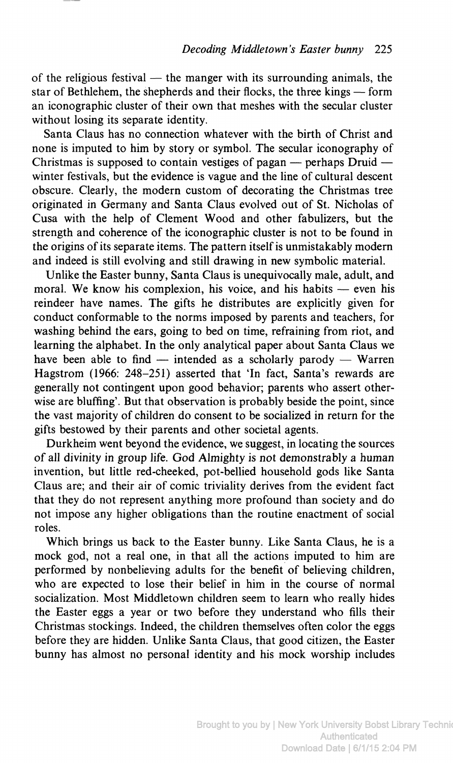of the religious festival — the manger with its surrounding animals, the star of Bethlehem, the shepherds and their flocks, the three kings — form an iconographic cluster of their own that meshes with the secular cluster without losing its separate identity.

Santa Claus has no connection whatever with the birth of Christ and none is imputed to him by story or symbol. The secular iconography of Christmas is supposed to contain vestiges of pagan — perhaps Druid — winter festivals, but the evidence is vague and the line of cultural descent obscure. Clearly, the modern custom of decorating the Christmas tree originated in Germany and Santa Claus evolved out of St. Nicholas of Cusa with the help of Clement Wood and other fabulizers, but the strength and coherence of the iconographic cluster is not to be found in the origins of its separate items. The pattern itself is unmistakably modern and indeed is still evolving and still drawing in new symbolic material.

Unlike the Easter bunny, Santa Claus is unequivocally male, adult, and moral. We know his complexion, his voice, and his habits — even his reindeer have names. The gifts he distributes are explicitly given for conduct conformable to the norms imposed by parents and teachers, for washing behind the ears, going to bed on time, refraining from riot, and learning the alphabet. In the only analytical paper about Santa Claus we have been able to find — intended as a scholarly parody — Warren Hagstrom (1966: 248–251) asserted that 'In fact, Santa's rewards are generally not contingent upon good behavior; parents who assert otherwise are bluffing'. But that observation is probably beside the point, since the vast majority of children do consent to be socialized in return for the gifts bestowed by their parents and other societal agents.

Durkheim went beyond the evidence, we suggest, in locating the sources of all divinity in group life. God Almighty is not demonstrably a human invention, but little red-cheeked, pot-bellied household gods like Santa Claus are; and their air of comic triviality derives from the evident fact that they do not represent anything more profound than society and do not impose any higher obligations than the routine enactment of social roles.

Which brings us back to the Easter bunny. Like Santa Claus, he is a mock god, not a real one, in that all the actions imputed to him are performed by nonbelieving adults for the benefit of believing children, who are expected to lose their belief in him in the course of normal socialization. Most Middletown children seem to learn who really hides the Easter eggs a year or two before they understand who fills their Christmas stockings. Indeed, the children themselves often color the eggs before they are hidden. Unlike Santa Claus, that good citizen, the Easter bunny has almost no personal identity and his mock worship includes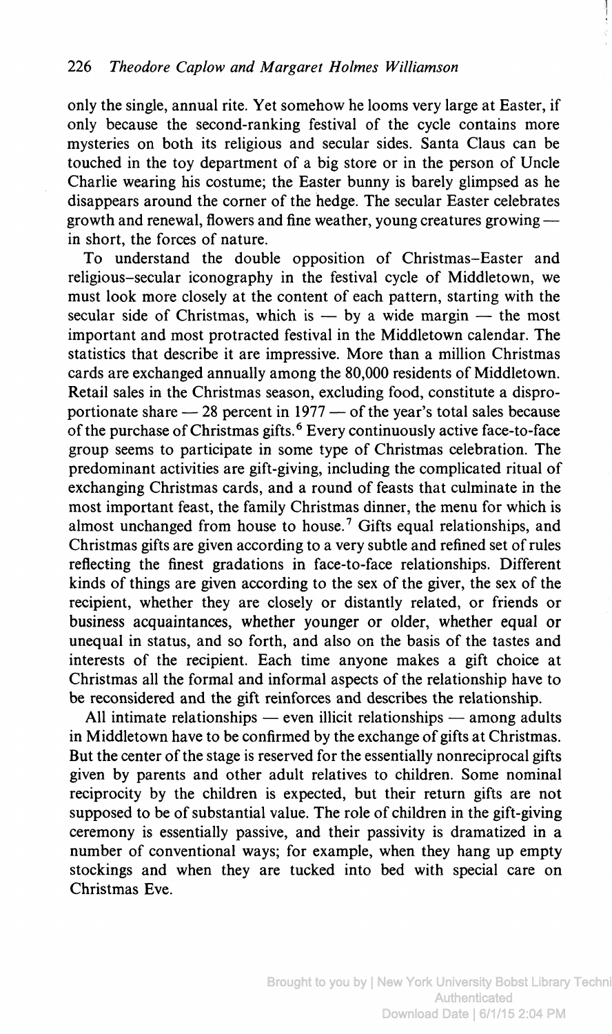only the single, annual rite. Yet somehow he looms very large at Easter, if only because the second-ranking festival of the cycle contains more mysteries on both its religious and secular sides. Santa Claus can be touched in the toy department of a big store or in the person of Uncle Charlie wearing his costume; the Easter bunny is barely glimpsed as he disappears around the corner of the hedge. The secular Easter celebrates growth and renewal, flowers and fine weather, young creatures growing — in short, the forces of nature.

To understand the double opposition of Christmas–Easter and religious–secular iconography in the festival cycle of Middletown, we must look more closely at the content of each pattern, starting with the secular side of Christmas, which is — by a wide margin — the most important and most protracted festival in the Middletown calendar. The statistics that describe it are impressive. More than a million Christmas cards are exchanged annually among the 80,000 residents of Middletown. Retail sales in the Christmas season, excluding food, constitute a disproportionate share — 28 percent in 1977 — of the year's total sales because of the purchase of Christmas gifts.[6] Every continuously active face-to-face group seems to participate in some type of Christmas celebration. The predominant activities are gift-giving, including the complicated ritual of exchanging Christmas cards, and a round of feasts that culminate in the most important feast, the family Christmas dinner, the menu for which is almost unchanged from house to house.[7] Gifts equal relationships, and Christmas gifts are given according to a very subtle and refined set of rules reflecting the finest gradations in face-to-face relationships. Different kinds of things are given according to the sex of the giver, the sex of the recipient, whether they are closely or distantly related, or friends or business acquaintances, whether younger or older, whether equal or unequal in status, and so forth, and also on the basis of the tastes and interests of the recipient. Each time anyone makes a gift choice at Christmas all the formal and informal aspects of the relationship have to be reconsidered and the gift reinforces and describes the relationship.

All intimate relationships — even illicit relationships — among adults in Middletown have to be confirmed by the exchange of gifts at Christmas. But the center of the stage is reserved for the essentially nonreciprocal gifts given by parents and other adult relatives to children. Some nominal reciprocity by the children is expected, but their return gifts are not supposed to be of substantial value. The role of children in the gift-giving ceremony is essentially passive, and their passivity is dramatized in a number of conventional ways; for example, when they hang up empty stockings and when they are tucked into bed with special care on Christmas Eve.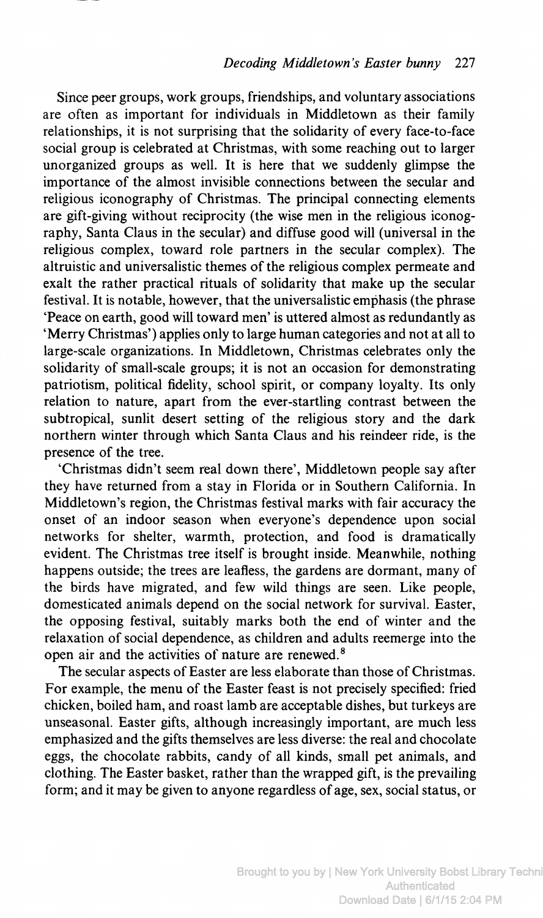Since peer groups, work groups, friendships, and voluntary associations are often as important for individuals in Middletown as their family relationships, it is not surprising that the solidarity of every face-to-face social group is celebrated at Christmas, with some reaching out to larger unorganized groups as well. It is here that we suddenly glimpse the importance of the almost invisible connections between the secular and religious iconography of Christmas. The principal connecting elements are gift-giving without reciprocity (the wise men in the religious iconography, Santa Claus in the secular) and diffuse good will (universal in the religious complex, toward role partners in the secular complex). The altruistic and universalistic themes of the religious complex permeate and exalt the rather practical rituals of solidarity that make up the secular festival. It is notable, however, that the universalistic emphasis (the phrase 'Peace on earth, good will toward men' is uttered almost as redundantly as 'Merry Christmas') applies only to large human categories and not at all to large-scale organizations. In Middletown, Christmas celebrates only the solidarity of small-scale groups; it is not an occasion for demonstrating patriotism, political fidelity, school spirit, or company loyalty. Its only relation to nature, apart from the ever-startling contrast between the subtropical, sunlit desert setting of the religious story and the dark northern winter through which Santa Claus and his reindeer ride, is the presence of the tree.

'Christmas didn't seem real down there', Middletown people say after they have returned from a stay in Florida or in Southern California. In Middletown's region, the Christmas festival marks with fair accuracy the onset of an indoor season when everyone's dependence upon social networks for shelter, warmth, protection, and food is dramatically evident. The Christmas tree itself is brought inside. Meanwhile, nothing happens outside; the trees are leafless, the gardens are dormant, many of the birds have migrated, and few wild things are seen. Like people, domesticated animals depend on the social network for survival. Easter, the opposing festival, suitably marks both the end of winter and the relaxation of social dependence, as children and adults reemerge into the open air and the activities of nature are renewed.[8]

The secular aspects of Easter are less elaborate than those of Christmas. For example, the menu of the Easter feast is not precisely specified: fried chicken, boiled ham, and roast lamb are acceptable dishes, but turkeys are unseasonal. Easter gifts, although increasingly important, are much less emphasized and the gifts themselves are less diverse: the real and chocolate eggs, the chocolate rabbits, candy of all kinds, small pet animals, and clothing. The Easter basket, rather than the wrapped gift, is the prevailing form; and it may be given to anyone regardless of age, sex, social status, or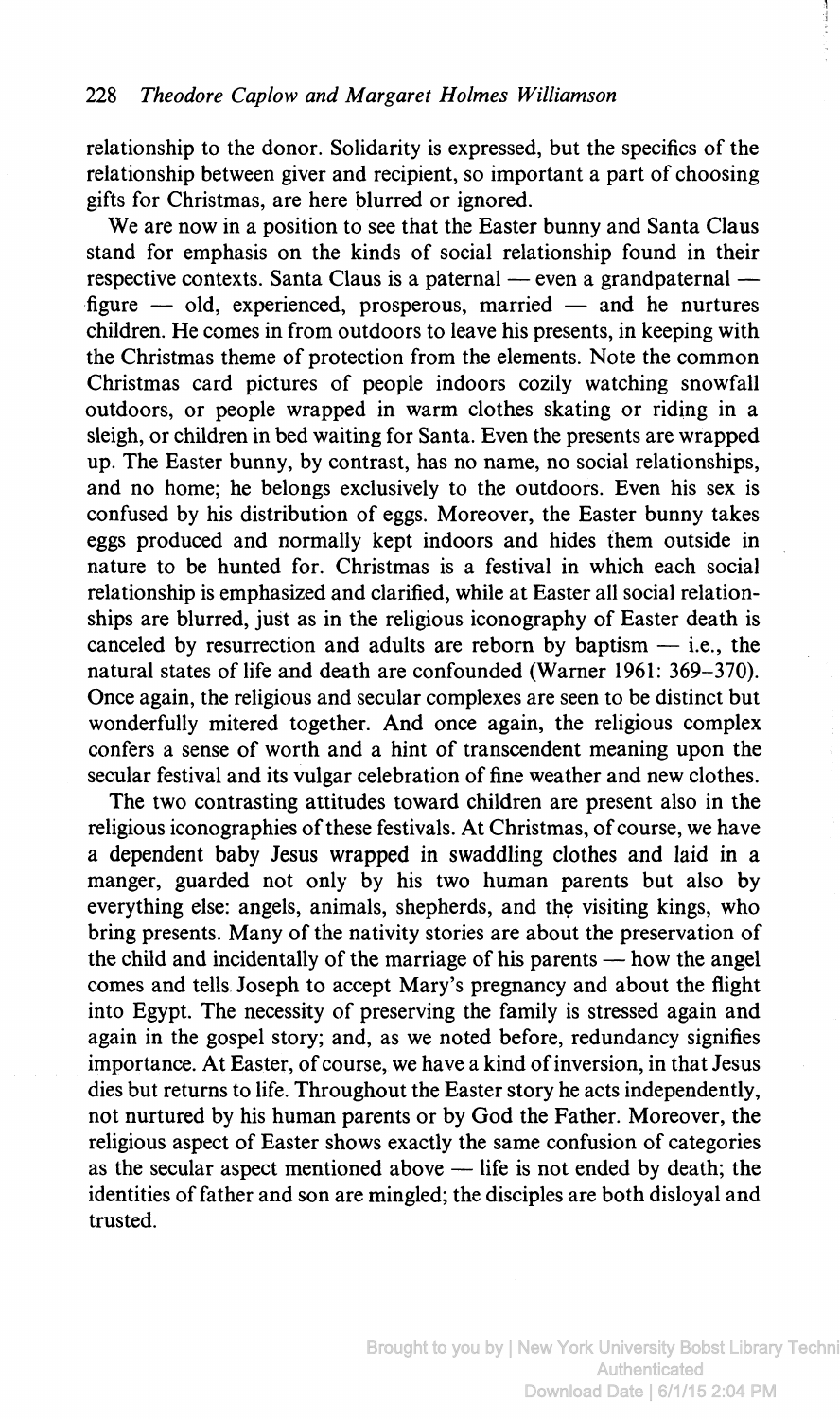relationship to the donor. Solidarity is expressed, but the specifics of the relationship between giver and recipient, so important a part of choosing gifts for Christmas, are here blurred or ignored.

We are now in a position to see that the Easter bunny and Santa Claus stand for emphasis on the kinds of social relationship found in their respective contexts. Santa Claus is a paternal — even a grandpaternal — figure — old, experienced, prosperous, married — and he nurtures children. He comes in from outdoors to leave his presents, in keeping with the Christmas theme of protection from the elements. Note the common Christmas card pictures of people indoors cozily watching snowfall outdoors, or people wrapped in warm clothes skating or riding in a sleigh, or children in bed waiting for Santa. Even the presents are wrapped up. The Easter bunny, by contrast, has no name, no social relationships, and no home; he belongs exclusively to the outdoors. Even his sex is confused by his distribution of eggs. Moreover, the Easter bunny takes eggs produced and normally kept indoors and hides them outside in nature to be hunted for. Christmas is a festival in which each social relationship is emphasized and clarified, while at Easter all social relationships are blurred, just as in the religious iconography of Easter death is canceled by resurrection and adults are reborn by baptism — i.e., the natural states of life and death are confounded (Warner 1961: 369–370). Once again, the religious and secular complexes are seen to be distinct but wonderfully mitered together. And once again, the religious complex confers a sense of worth and a hint of transcendent meaning upon the secular festival and its vulgar celebration of fine weather and new clothes.

The two contrasting attitudes toward children are present also in the religious iconographies of these festivals. At Christmas, of course, we have a dependent baby Jesus wrapped in swaddling clothes and laid in a manger, guarded not only by his two human parents but also by everything else: angels, animals, shepherds, and the visiting kings, who bring presents. Many of the nativity stories are about the preservation of the child and incidentally of the marriage of his parents — how the angel comes and tells Joseph to accept Mary's pregnancy and about the flight into Egypt. The necessity of preserving the family is stressed again and again in the gospel story; and, as we noted before, redundancy signifies importance. At Easter, of course, we have a kind of inversion, in that Jesus dies but returns to life. Throughout the Easter story he acts independently, not nurtured by his human parents or by God the Father. Moreover, the religious aspect of Easter shows exactly the same confusion of categories as the secular aspect mentioned above — life is not ended by death; the identities of father and son are mingled; the disciples are both disloyal and trusted.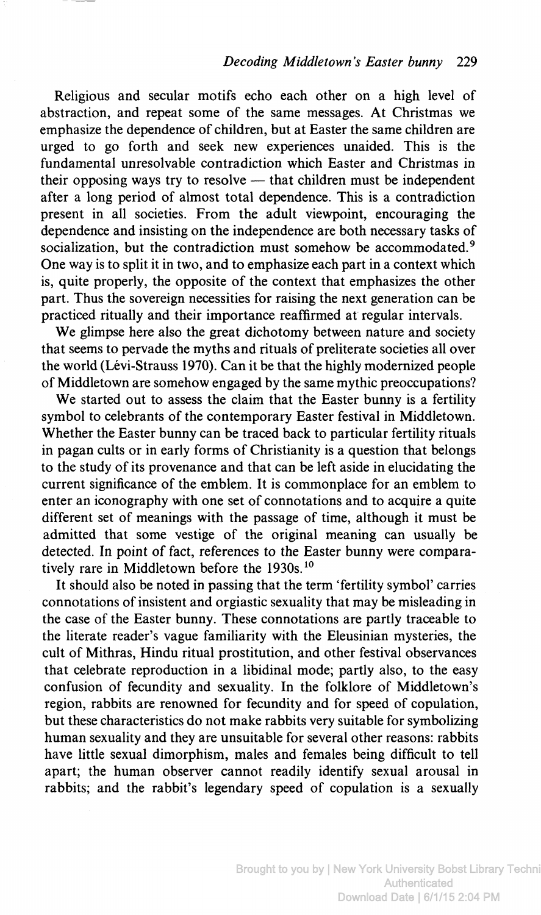Religious and secular motifs echo each other on a high level of abstraction, and repeat some of the same messages. At Christmas we emphasize the dependence of children, but at Easter the same children are urged to go forth and seek new experiences unaided. This is the fundamental unresolvable contradiction which Easter and Christmas in their opposing ways try to resolve — that children must be independent after a long period of almost total dependence. This is a contradiction present in all societies. From the adult viewpoint, encouraging the dependence and insisting on the independence are both necessary tasks of socialization, but the contradiction must somehow be accommodated.[9] One way is to split it in two, and to emphasize each part in a context which is, quite properly, the opposite of the context that emphasizes the other part. Thus the sovereign necessities for raising the next generation can be practiced ritually and their importance reaffirmed at regular intervals.

We glimpse here also the great dichotomy between nature and society that seems to pervade the myths and rituals of preliterate societies all over the world (Lévi-Strauss 1970). Can it be that the highly modernized people of Middletown are somehow engaged by the same mythic preoccupations?

We started out to assess the claim that the Easter bunny is a fertility symbol to celebrants of the contemporary Easter festival in Middletown. Whether the Easter bunny can be traced back to particular fertility rituals in pagan cults or in early forms of Christianity is a question that belongs to the study of its provenance and that can be left aside in elucidating the current significance of the emblem. It is commonplace for an emblem to enter an iconography with one set of connotations and to acquire a quite different set of meanings with the passage of time, although it must be admitted that some vestige of the original meaning can usually be detected. In point of fact, references to the Easter bunny were comparatively rare in Middletown before the 1930s.[10]

It should also be noted in passing that the term 'fertility symbol' carries connotations of insistent and orgiastic sexuality that may be misleading in the case of the Easter bunny. These connotations are partly traceable to the literate reader's vague familiarity with the Eleusinian mysteries, the cult of Mithras, Hindu ritual prostitution, and other festival observances that celebrate reproduction in a libidinal mode; partly also, to the easy confusion of fecundity and sexuality. In the folklore of Middletown's region, rabbits are renowned for fecundity and for speed of copulation, but these characteristics do not make rabbits very suitable for symbolizing human sexuality and they are unsuitable for several other reasons: rabbits have little sexual dimorphism, males and females being difficult to tell apart; the human observer cannot readily identify sexual arousal in rabbits; and the rabbit's legendary speed of copulation is a sexually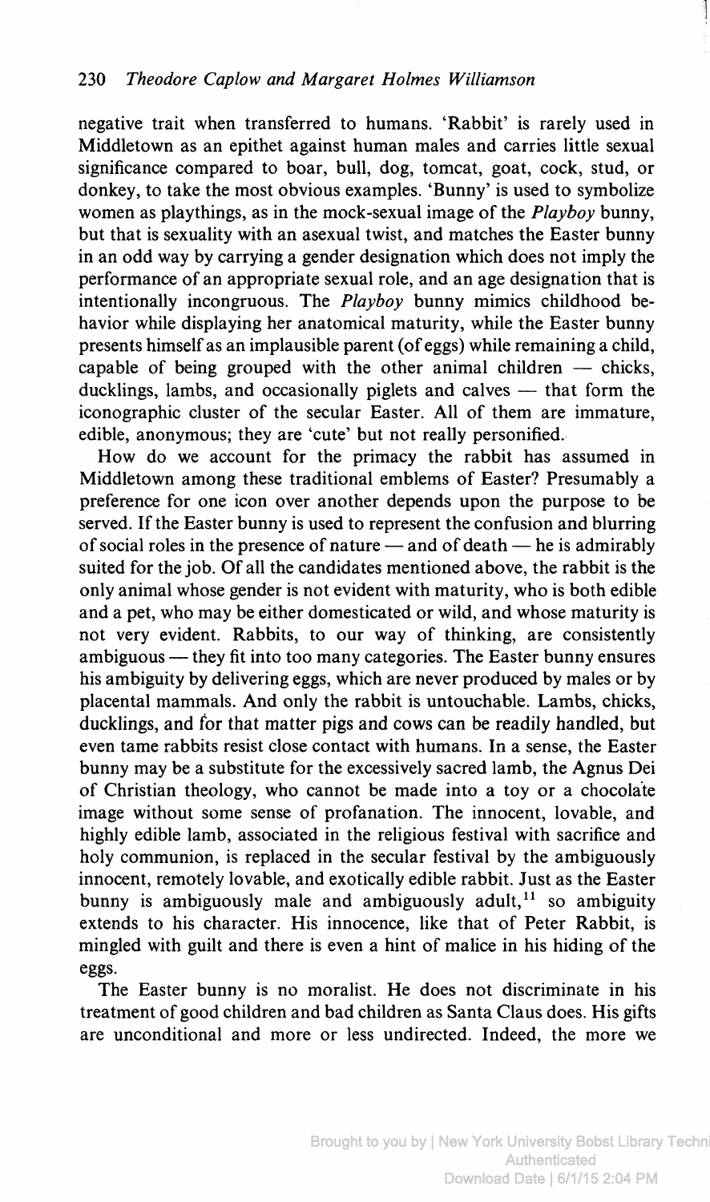negative trait when transferred to humans. 'Rabbit' is rarely used in Middletown as an epithet against human males and carries little sexual significance compared to boar, bull, dog, tomcat, goat, cock, stud, or donkey, to take the most obvious examples. 'Bunny' is used to symbolize women as playthings, as in the mock-sexual image of the *Playboy* bunny, but that is sexuality with an asexual twist, and matches the Easter bunny in an odd way by carrying a gender designation which does not imply the performance of an appropriate sexual role, and an age designation that is intentionally incongruous. The *Playboy* bunny mimics childhood behavior while displaying her anatomical maturity, while the Easter bunny presents himself as an implausible parent (of eggs) while remaining a child, capable of being grouped with the other animal children — chicks, ducklings, lambs, and occasionally piglets and calves — that form the iconographic cluster of the secular Easter. All of them are immature, edible, anonymous; they are 'cute' but not really personified.

How do we account for the primacy the rabbit has assumed in Middletown among these traditional emblems of Easter? Presumably a preference for one icon over another depends upon the purpose to be served. If the Easter bunny is used to represent the confusion and blurring of social roles in the presence of nature — and of death — he is admirably suited for the job. Of all the candidates mentioned above, the rabbit is the only animal whose gender is not evident with maturity, who is both edible and a pet, who may be either domesticated or wild, and whose maturity is not very evident. Rabbits, to our way of thinking, are consistently ambiguous — they fit into too many categories. The Easter bunny ensures his ambiguity by delivering eggs, which are never produced by males or by placental mammals. And only the rabbit is untouchable. Lambs, chicks, ducklings, and for that matter pigs and cows can be readily handled, but even tame rabbits resist close contact with humans. In a sense, the Easter bunny may be a substitute for the excessively sacred lamb, the Agnus Dei of Christian theology, who cannot be made into a toy or a chocolate image without some sense of profanation. The innocent, lovable, and highly edible lamb, associated in the religious festival with sacrifice and holy communion, is replaced in the secular festival by the ambiguously innocent, remotely lovable, and exotically edible rabbit. Just as the Easter bunny is ambiguously male and ambiguously adult,[11] so ambiguity extends to his character. His innocence, like that of Peter Rabbit, is mingled with guilt and there is even a hint of malice in his hiding of the eggs.

The Easter bunny is no moralist. He does not discriminate in his treatment of good children and bad children as Santa Claus does. His gifts are unconditional and more or less undirected. Indeed, the more we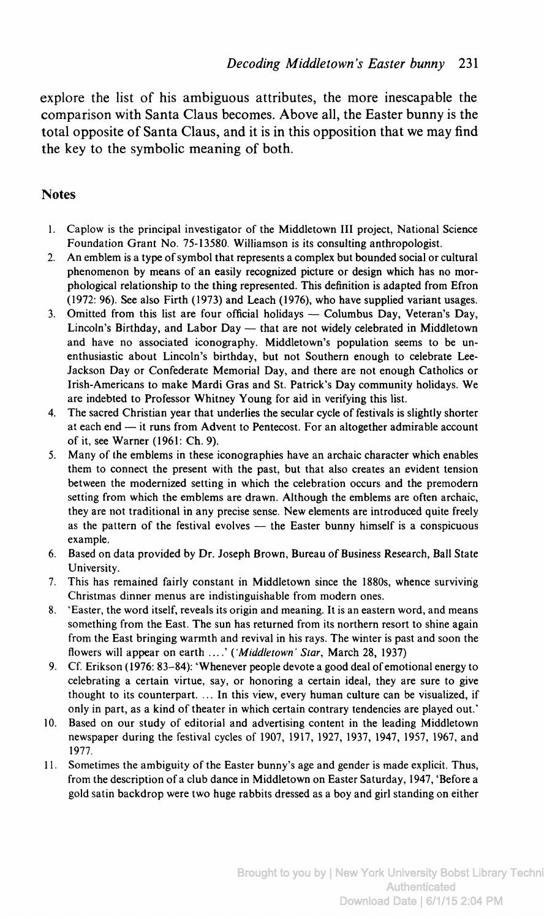explore the list of his ambiguous attributes, the more inescapable the comparison with Santa Claus becomes. Above all, the Easter bunny is the total opposite of Santa Claus, and it is in this opposition that we may find the key to the symbolic meaning of both.

## Notes

1. Caplow is the principal investigator of the Middletown III project, National Science Foundation Grant No. 75-13580. Williamson is its consulting anthropologist.
2. An emblem is a type of symbol that represents a complex but bounded social or cultural phenomenon by means of an easily recognized picture or design which has no morphological relationship to the thing represented. This definition is adapted from Efron (1972: 96). See also Firth (1973) and Leach (1976), who have supplied variant usages.
3. Omitted from this list are four official holidays — Columbus Day, Veteran's Day, Lincoln's Birthday, and Labor Day — that are not widely celebrated in Middletown and have no associated iconography. Middletown's population seems to be unenthusiastic about Lincoln's birthday, but not Southern enough to celebrate Lee-Jackson Day or Confederate Memorial Day, and there are not enough Catholics or Irish-Americans to make Mardi Gras and St. Patrick's Day community holidays. We are indebted to Professor Whitney Young for aid in verifying this list.
4. The sacred Christian year that underlies the secular cycle of festivals is slightly shorter at each end — it runs from Advent to Pentecost. For an altogether admirable account of it, see Warner (1961: Ch. 9).
5. Many of the emblems in these iconographies have an archaic character which enables them to connect the present with the past, but that also creates an evident tension between the modernized setting in which the celebration occurs and the premodern setting from which the emblems are drawn. Although the emblems are often archaic, they are not traditional in any precise sense. New elements are introduced quite freely as the pattern of the festival evolves — the Easter bunny himself is a conspicuous example.
6. Based on data provided by Dr. Joseph Brown, Bureau of Business Research, Ball State University.
7. This has remained fairly constant in Middletown since the 1880s, whence surviving Christmas dinner menus are indistinguishable from modern ones.
8. 'Easter, the word itself, reveals its origin and meaning. It is an eastern word, and means something from the East. The sun has returned from its northern resort to shine again from the East bringing warmth and revival in his rays. The winter is past and soon the flowers will appear on earth ....' (*'Middletown' Star*, March 28, 1937)
9. Cf. Erikson (1976: 83–84): 'Whenever people devote a good deal of emotional energy to celebrating a certain virtue, say, or honoring a certain ideal, they are sure to give thought to its counterpart. ... In this view, every human culture can be visualized, if only in part, as a kind of theater in which certain contrary tendencies are played out.'
10. Based on our study of editorial and advertising content in the leading Middletown newspaper during the festival cycles of 1907, 1917, 1927, 1937, 1947, 1957, 1967, and 1977.
11. Sometimes the ambiguity of the Easter bunny's age and gender is made explicit. Thus, from the description of a club dance in Middletown on Easter Saturday, 1947, 'Before a gold satin backdrop were two huge rabbits dressed as a boy and girl standing on either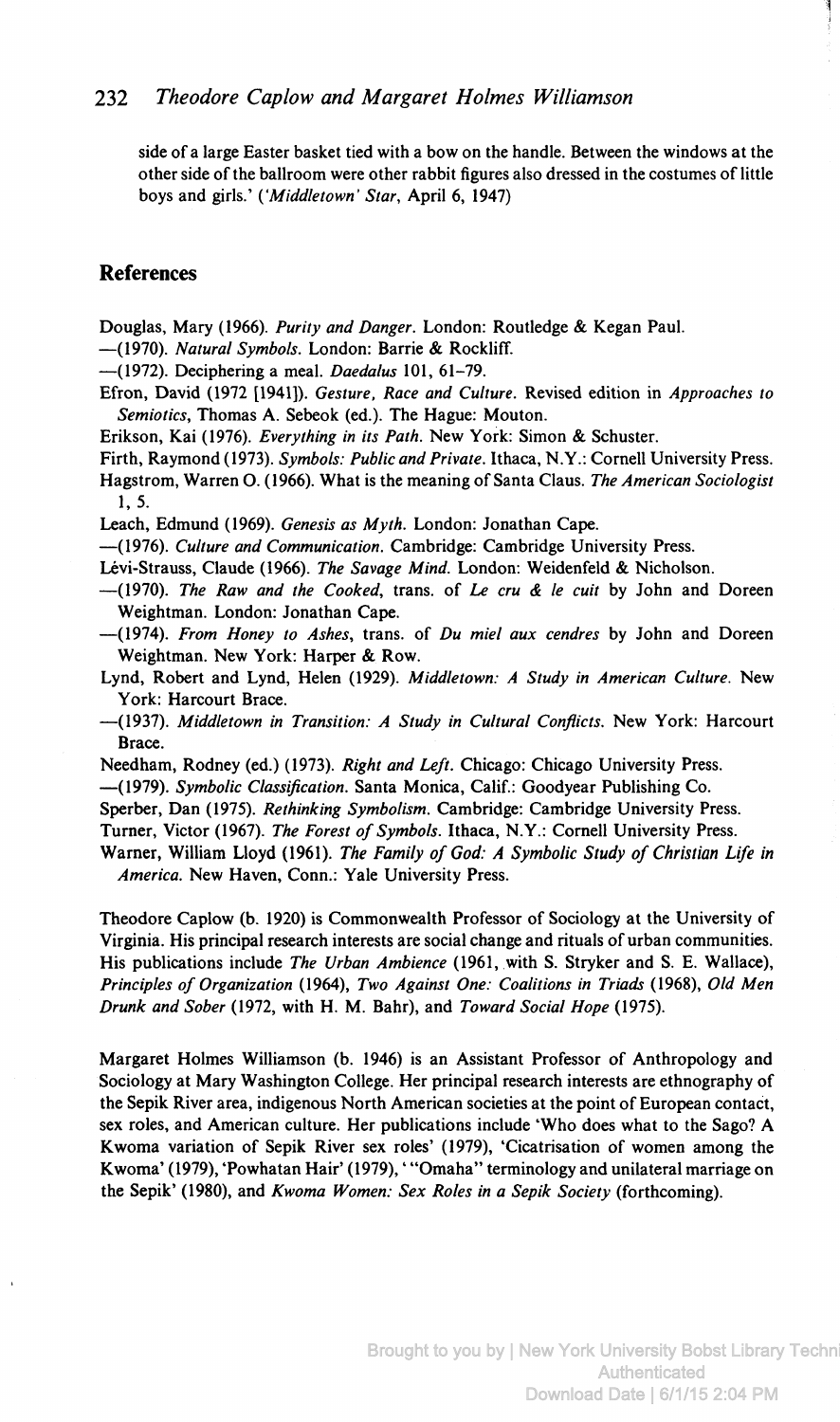side of a large Easter basket tied with a bow on the handle. Between the windows at the other side of the ballroom were other rabbit figures also dressed in the costumes of little boys and girls.' (*'Middletown' Star*, April 6, 1947)

## References

Douglas, Mary (1966). *Purity and Danger*. London: Routledge & Kegan Paul.

—(1970). *Natural Symbols*. London: Barrie & Rockliff.

—(1972). Deciphering a meal. *Daedalus* 101, 61–79.

Efron, David (1972 [1941]). *Gesture, Race and Culture*. Revised edition in *Approaches to Semiotics*, Thomas A. Sebeok (ed.). The Hague: Mouton.

Erikson, Kai (1976). *Everything in its Path*. New York: Simon & Schuster.

Firth, Raymond (1973). *Symbols: Public and Private*. Ithaca, N.Y.: Cornell University Press.

Hagstrom, Warren O. (1966). What is the meaning of Santa Claus. *The American Sociologist* 1, 5.

Leach, Edmund (1969). *Genesis as Myth*. London: Jonathan Cape.

—(1976). *Culture and Communication*. Cambridge: Cambridge University Press.

Lévi-Strauss, Claude (1966). *The Savage Mind*. London: Weidenfeld & Nicholson.

—(1970). *The Raw and the Cooked*, trans. of *Le cru & le cuit* by John and Doreen Weightman. London: Jonathan Cape.

—(1974). *From Honey to Ashes*, trans. of *Du miel aux cendres* by John and Doreen Weightman. New York: Harper & Row.

Lynd, Robert and Lynd, Helen (1929). *Middletown: A Study in American Culture*. New York: Harcourt Brace.

—(1937). *Middletown in Transition: A Study in Cultural Conflicts*. New York: Harcourt Brace.

Needham, Rodney (ed.) (1973). *Right and Left*. Chicago: Chicago University Press.

—(1979). *Symbolic Classification*. Santa Monica, Calif.: Goodyear Publishing Co.

Sperber, Dan (1975). *Rethinking Symbolism*. Cambridge: Cambridge University Press.

Turner, Victor (1967). *The Forest of Symbols*. Ithaca, N.Y.: Cornell University Press.

Warner, William Lloyd (1961). *The Family of God: A Symbolic Study of Christian Life in America*. New Haven, Conn.: Yale University Press.

Theodore Caplow (b. 1920) is Commonwealth Professor of Sociology at the University of Virginia. His principal research interests are social change and rituals of urban communities. His publications include *The Urban Ambience* (1961, with S. Stryker and S. E. Wallace), *Principles of Organization* (1964), *Two Against One: Coalitions in Triads* (1968), *Old Men Drunk and Sober* (1972, with H. M. Bahr), and *Toward Social Hope* (1975).

Margaret Holmes Williamson (b. 1946) is an Assistant Professor of Anthropology and Sociology at Mary Washington College. Her principal research interests are ethnography of the Sepik River area, indigenous North American societies at the point of European contact, sex roles, and American culture. Her publications include 'Who does what to the Sago? A Kwoma variation of Sepik River sex roles' (1979), 'Cicatrisation of women among the Kwoma' (1979), 'Powhatan Hair' (1979), '"Omaha" terminology and unilateral marriage on the Sepik' (1980), and *Kwoma Women: Sex Roles in a Sepik Society* (forthcoming).